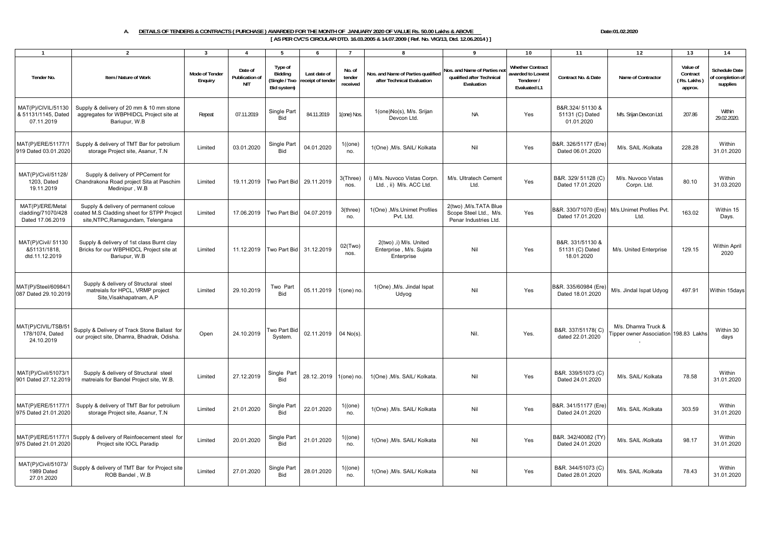**A. DETAILS OF TENDERS & CONTRACTS ( PURCHASE ) AWARDED FOR THE MONTH OF JANUARY 2020 OF VALUE Rs. 50.00 Lakhs & ABOVE**

Date:01.02.2020

**[ AS PER CVC'S CIRCULAR DTD. 16.03.2005 & 14.07.2009 ( Ref. No. VIG/13, Dtd. 12.06.2014 ) ]**

| 1 | 2 | 3 | 4 | 5 | 6 | 7 | 8 | 9 | 10 | 11 | 12 | 13 | 14 |
|---|---|---|---|---|---|---|---|---|---|---|---|---|---|
| Tender No. | Item / Nature of Work | Mode of Tender Enquiry | Date of Publication of NIT | Type of Bidding (Single / Two Bid system) | Last date of receipt of tender | No. of tender received | Nos. and Name of Parties qualified after Technical Evaluation | Nos. and Name of Parties not qualified after Technical Evaluation | Whether Contract awarded to Lowest Tenderer / Evaluated L1 | Contract No. & Date | Name of Contractor | Value of Contract (Rs. Lakhs ) approx. | Schedule Date of completion of supplies |
| MAT(P)/CIVIL/51130 & 51131/1145, Dated 07.11.2019 | Supply & delivery of 20 mm & 10 mm stone aggregates for WBPHIDCL Project site at Bariupur, W.B | Repeat | 07.11.2019 | Single Part Bid | 84.11.2019 | 1(one) Nos. | 1(one)No(s), M/s. Srijan Devcon Ltd. | NA | Yes | B&R.324/ 51130 & 51131 (C) Dated 01.01.2020 | M/s. Srijan Devcon Ltd. | 207.86 | Within 29.02.2020. |
| MAT(P)/ERE/51177/1919 Dated 03.01.2020 | Supply & delivery of TMT Bar for petrolium storage Project site, Asanur, T.N | Limited | 03.01.2020 | Single Part Bid | 04.01.2020 | 1((one) no. | 1(One) ,M/s. SAIL/ Kolkata | Nil | Yes | B&R. 326/51177 (Ere) Dated 06.01.2020 | M/s. SAIL /Kolkata | 228.28 | Within 31.01.2020 |
| MAT(P)/Civil/51128/1203, Dated 19.11.2019 | Supply & delivery of PPCement for Chandrakona Road project Sita at Paschim Medinipur , W.B | Limited | 19.11.2019 | Two Part Bid | 29.11.2019 | 3(Three) nos. | i) M/s. Nuvoco Vistas Corpn. Ltd. , ii) M/s. ACC Ltd. | M/s. Ultratech Cement Ltd. | Yes | B&R. 329/ 51128 (C) Dated 17.01.2020 | M/s. Nuvoco Vistas Corpn. Ltd. | 80.10 | Within 31.03.2020 |
| MAT(P)/ERE/Metal cladding/71070/428 Dated 17.06.2019 | Supply & delivery of permanent coloue coated M.S Cladding sheet for STPP Project site,NTPC,Ramagundam, Telengana | Limited | 17.06.2019 | Two Part Bid | 04.07.2019 | 3(three) no. | 1(One) ,M/s.Unimet Profiles Pvt. Ltd. | 2(two) ,M/s.TATA Blue Scope Steel Ltd., M/s. Penar Industries Ltd. | Yes | B&R. 330/71070 (Ere) Dated 17.01.2020 | M/s.Unimet Profiles Pvt. Ltd. | 163.02 | Within 15 Days. |
| MAT(P)/Civil/ 51130 &51131/1818, dtd.11.12.2019 | Supply & delivery of 1st class Burnt clay Bricks for our WBPHIDCL Project site at Bariupur, W.B | Limited | 11.12.2019 | Two Part Bid | 31.12.2019 | 02(Two) nos. | 2(two) ,i) M/s. United Enterprise , M/s. Sujata Enterprise | Nil | Yes | B&R. 331/51130 & 51131 (C) Dated 18.01.2020 | M/s. United Enterprise | 129.15 | Within April 2020 |
| MAT(P)/Steel/60984/1087 Dated 29.10.2019 | Supply & delivery of Structural steel matreials for HPCL, VRMP project Site,Visakhapatnam, A.P | Limited | 29.10.2019 | Two Part Bid | 05.11.2019 | 1(one) no. | 1(One) ,M/s. Jindal Ispat Udyog | Nil | Yes | B&R. 335/60984 (Ere) Dated 18.01.2020 | M/s. Jindal Ispat Udyog | 497.91 | Within 15days |
| MAT(P)/CIVIL/TSB/51178/1074, Dated 24.10.2019 | Supply & Delivery of Track Stone Ballast for our project site, Dhamra, Bhadrak, Odisha. | Open | 24.10.2019 | Two Part Bid System. | 02.11.2019 | 04 No(s). | | Nil. | Yes. | B&R. 337/51178( C) dated 22.01.2020 | M/s. Dhamra Truck & Tipper owner Association , | 198.83 Lakhs | Within 30 days |
| MAT(P)/Civil/51073/1901 Dated 27.12.2019 | Supply & delivery of Structural steel matreials for Bandel Project site, W.B. | Limited | 27.12.2019 | Single Part Bid | 28.12..2019 | 1(one) no. | 1(One) ,M/s. SAIL/ Kolkata. | Nil | Yes | B&R. 339/51073 (C) Dated 24.01.2020 | M/s. SAIL/ Kolkata | 78.58 | Within 31.01.2020 |
| MAT(P)/ERE/51177/1975 Dated 21.01.2020 | Supply & delivery of TMT Bar for petrolium storage Project site, Asanur, T.N | Limited | 21.01.2020 | Single Part Bid | 22.01.2020 | 1((one) no. | 1(One) ,M/s. SAIL/ Kolkata | Nil | Yes | B&R. 341/51177 (Ere) Dated 24.01.2020 | M/s. SAIL /Kolkata | 303.59 | Within 31.01.2020 |
| MAT(P)/ERE/51177/1975 Dated 21.01.2020 | Supply & delivery of Reinfoecement steel for Project site IOCL Paradip | Limited | 20.01.2020 | Single Part Bid | 21.01.2020 | 1((one) no. | 1(One) ,M/s. SAIL/ Kolkata | Nil | Yes | B&R. 342/40082 (TY) Dated 24.01.2020 | M/s. SAIL /Kolkata | 98.17 | Within 31.01.2020 |
| MAT(P)/Civil/51073/1989 Dated 27.01.2020 | Supply & delivery of TMT Bar for Project site ROB Bandel , W.B | Limited | 27.01.2020 | Single Part Bid | 28.01.2020 | 1((one) no. | 1(One) ,M/s. SAIL/ Kolkata | Nil | Yes | B&R. 344/51073 (C) Dated 28.01.2020 | M/s. SAIL /Kolkata | 78.43 | Within 31.01.2020 |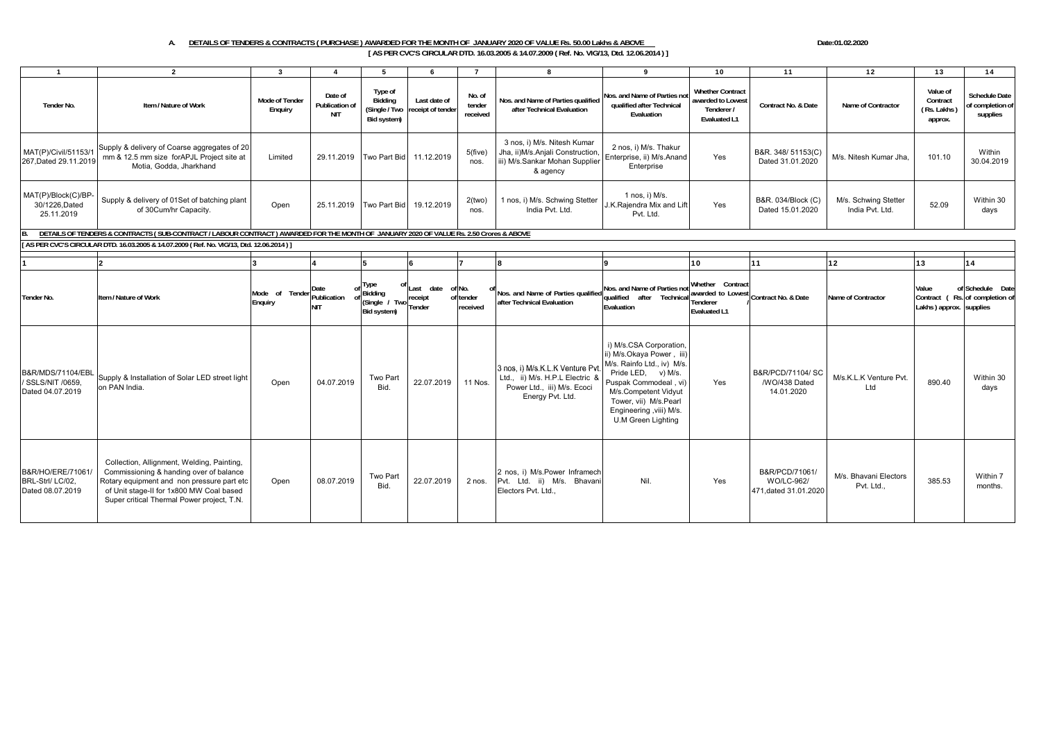**A. DETAILS OF TENDERS & CONTRACTS ( PURCHASE ) AWARDED FOR THE MONTH OF JANUARY 2020 OF VALUE Rs. 50.00 Lakhs & ABOVE**

Date:01.02.2020

**[ AS PER CVC'S CIRCULAR DTD. 16.03.2005 & 14.07.2009 ( Ref. No. VIG/13, Dtd. 12.06.2014 ) ]**

| 1 | 2 | 3 | 4 | 5 | 6 | 7 | 8 | 9 | 10 | 11 | 12 | 13 | 14 |
|---|---|---|---|---|---|---|---|---|---|---|---|---|---|
| Tender No. | Item / Nature of Work | Mode of Tender Enquiry | Date of Publication of NIT | Type of Bidding (Single / Two Bid system) | Last date of receipt of tender | No. of tender received | Nos. and Name of Parties qualified after Technical Evaluation | Nos. and Name of Parties not qualified after Technical Evaluation | Whether Contract awarded to Lowest Tenderer / Evaluated L1 | Contract No. & Date | Name of Contractor | Value of Contract ( Rs. Lakhs ) approx. | Schedule Date of completion of supplies |
| MAT(P)/Civil/51153/1267,Dated 29.11.2019 | Supply & delivery of Coarse aggregates of 20 mm & 12.5 mm size forAPJL Project site at Motia, Godda, Jharkhand | Limited | 29.11.2019 | Two Part Bid | 11.12.2019 | 5(five) nos. | 3 nos, i) M/s. Nitesh Kumar Jha, ii)M/s.Anjali Construction, iii) M/s.Sankar Mohan Supplier & agency | 2 nos, i) M/s. Thakur Enterprise, ii) M/s.Anand Enterprise | Yes | B&R. 348/ 51153(C) Dated 31.01.2020 | M/s. Nitesh Kumar Jha, | 101.10 | Within 30.04.2019 |
| MAT(P)/Block(C)/BP-30/1226,Dated 25.11.2019 | Supply & delivery of 01Set of batching plant of 30Cum/hr Capacity. | Open | 25.11.2019 | Two Part Bid | 19.12.2019 | 2(two) nos. | 1 nos, i) M/s. Schwing Stetter India Pvt. Ltd. | 1 nos, i) M/s. J.K.Rajendra Mix and Lift Pvt. Ltd. | Yes | B&R. 034/Block (C) Dated 15.01.2020 | M/s. Schwing Stetter India Pvt. Ltd. | 52.09 | Within 30 days |

**B. DETAILS OF TENDERS & CONTRACTS ( SUB-CONTRACT / LABOUR CONTRACT ) AWARDED FOR THE MONTH OF JANUARY 2020 OF VALUE Rs. 2.50 Crores & ABOVE**

**[ AS PER CVC'S CIRCULAR DTD. 16.03.2005 & 14.07.2009 ( Ref. No. VIG/13, Dtd. 12.06.2014 ) ]**

| 1 | 2 | 3 | 4 | 5 | 6 | 7 | 8 | 9 | 10 | 11 | 12 | 13 | 14 |
|---|---|---|---|---|---|---|---|---|---|---|---|---|---|
| Tender No. | Item / Nature of Work | Mode of Tender Enquiry | Date of Publication of NIT | Type of Bidding (Single / Two Bid system) | Last date of receipt of Tender | No. of tender received | Nos. and Name of Parties qualified after Technical Evaluation | Nos. and Name of Parties not qualified after Technical Evaluation | Whether Contract awarded to Lowest Tenderer / Evaluated L1 | Contract No. & Date | Name of Contractor | Value of Contract ( Rs. Lakhs ) approx. | Schedule Date of completion of supplies |
| B&R/MDS/71104/EBL / SSLS/NIT /0659, Dated 04.07.2019 | Supply & Installation of Solar LED street light on PAN India. | Open | 04.07.2019 | Two Part Bid. | 22.07.2019 | 11 Nos. | 3 nos, i) M/s.K.L.K Venture Pvt. Ltd., ii) M/s. H.P.L Electric & Power Ltd., iii) M/s. Ecoci Energy Pvt. Ltd. | i) M/s.CSA Corporation, ii) M/s.Okaya Power , iii) M/s. Rainfo Ltd., iv) M/s. Pride LED, v) M/s. Puspak Commodeal , vi) M/s.Competent Vidyut Tower, vii) M/s.Pearl Engineering ,viii) M/s. U.M Green Lighting | Yes | B&R/PCD/71104/ SC /WO/438 Dated 14.01.2020 | M/s.K.L.K Venture Pvt. Ltd | 890.40 | Within 30 days |
| B&R/HO/ERE/71061/ BRL-Strl/ LC/02, Dated 08.07.2019 | Collection, Allignment, Welding, Painting, Commissioning & handing over of balance Rotary equipment and non pressure part etc of Unit stage-II for 1x800 MW Coal based Super critical Thermal Power project, T.N. | Open | 08.07.2019 | Two Part Bid. | 22.07.2019 | 2 nos. | 2 nos, i) M/s.Power Inframech Pvt. Ltd. ii) M/s. Bhavani Electors Pvt. Ltd., | Nil. | Yes | B&R/PCD/71061/ WO/LC-962/ 471,dated 31.01.2020 | M/s. Bhavani Electors Pvt. Ltd., | 385.53 | Within 7 months. |